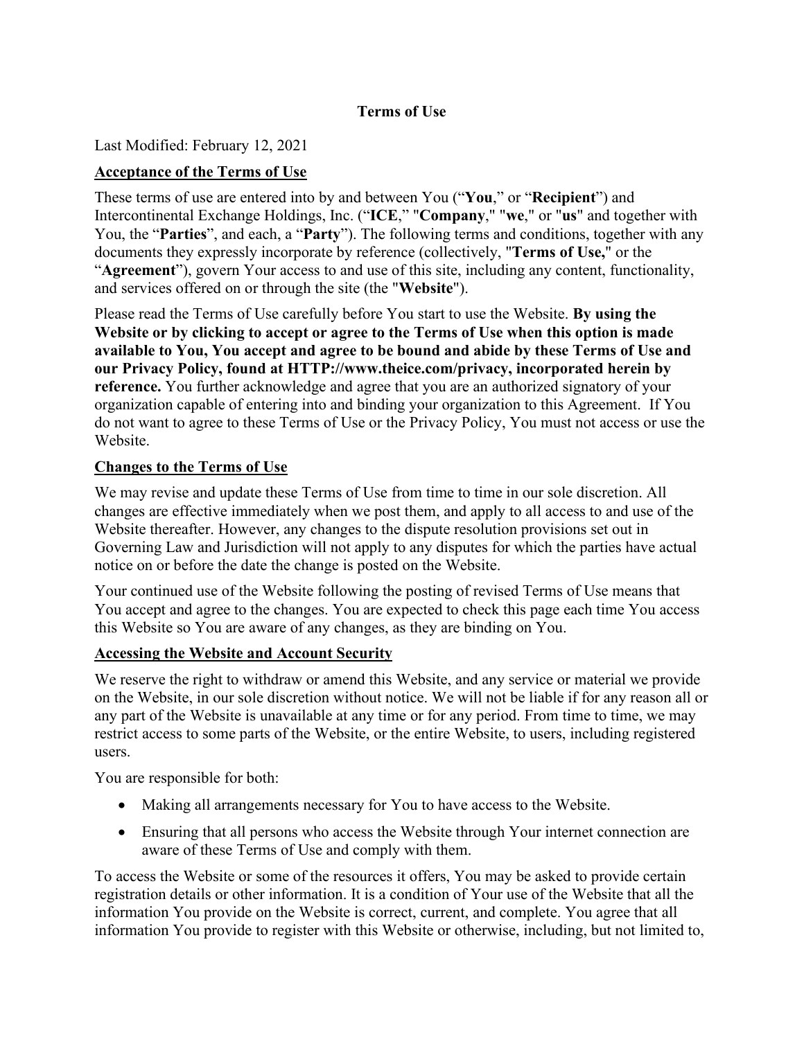# Terms of Use

Last Modified: February 12, 2021

## Acceptance of the Terms of Use

These terms of use are entered into by and between You ("**You**," or "**Recipient**") and Intercontinental Exchange Holdings, Inc. ("**ICE**," "**Company**," "**we**," or "**us**" and together with You, the "**Parties**", and each, a "**Party**"). The following terms and conditions, together with any documents they expressly incorporate by reference (collectively, "**Terms of Use,**" or the "**Agreement**"), govern Your access to and use of this site, including any content, functionality, and services offered on or through the site (the "**Website**").

Please read the Terms of Use carefully before You start to use the Website. **By using the Website or by clicking to accept or agree to the Terms of Use when this option is made available to You, You accept and agree to be bound and abide by these Terms of Use and our Privacy Policy, found at HTTP://www.theice.com/privacy, incorporated herein by reference.** You further acknowledge and agree that you are an authorized signatory of your organization capable of entering into and binding your organization to this Agreement. If You do not want to agree to these Terms of Use or the Privacy Policy, You must not access or use the Website.

## Changes to the Terms of Use

We may revise and update these Terms of Use from time to time in our sole discretion. All changes are effective immediately when we post them, and apply to all access to and use of the Website thereafter. However, any changes to the dispute resolution provisions set out in Governing Law and Jurisdiction will not apply to any disputes for which the parties have actual notice on or before the date the change is posted on the Website.

Your continued use of the Website following the posting of revised Terms of Use means that You accept and agree to the changes. You are expected to check this page each time You access this Website so You are aware of any changes, as they are binding on You.

## Accessing the Website and Account Security

We reserve the right to withdraw or amend this Website, and any service or material we provide on the Website, in our sole discretion without notice. We will not be liable if for any reason all or any part of the Website is unavailable at any time or for any period. From time to time, we may restrict access to some parts of the Website, or the entire Website, to users, including registered users.

You are responsible for both:

- Making all arrangements necessary for You to have access to the Website.
- Ensuring that all persons who access the Website through Your internet connection are aware of these Terms of Use and comply with them.

To access the Website or some of the resources it offers, You may be asked to provide certain registration details or other information. It is a condition of Your use of the Website that all the information You provide on the Website is correct, current, and complete. You agree that all information You provide to register with this Website or otherwise, including, but not limited to,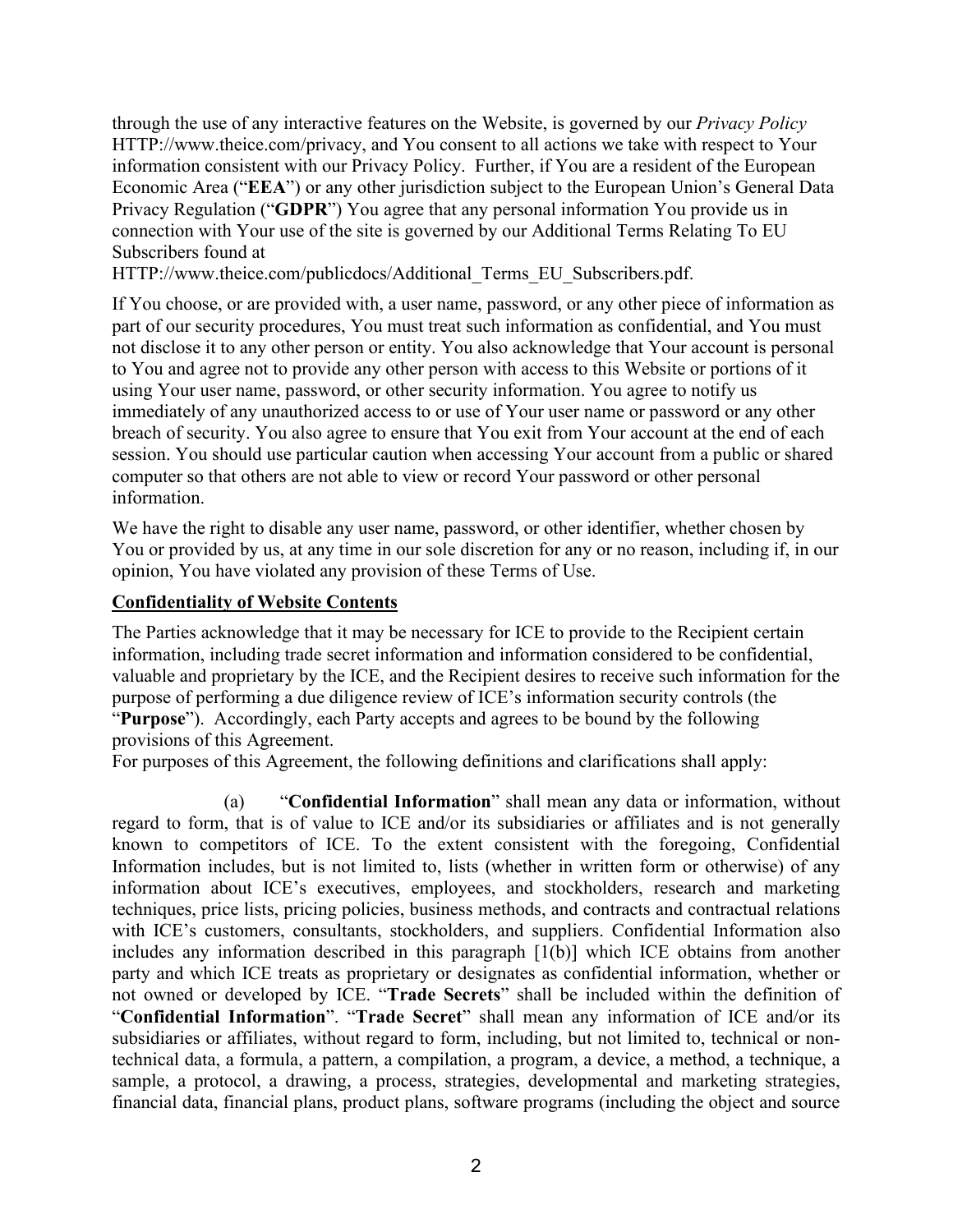through the use of any interactive features on the Website, is governed by our *Privacy Policy* HTTP://www.theice.com/privacy, and You consent to all actions we take with respect to Your information consistent with our Privacy Policy. Further, if You are a resident of the European Economic Area ("**EEA**") or any other jurisdiction subject to the European Union's General Data Privacy Regulation ("**GDPR**") You agree that any personal information You provide us in connection with Your use of the site is governed by our Additional Terms Relating To EU Subscribers found at HTTP://www.theice.com/publicdocs/Additional_Terms_EU_Subscribers.pdf.

If You choose, or are provided with, a user name, password, or any other piece of information as part of our security procedures, You must treat such information as confidential, and You must not disclose it to any other person or entity. You also acknowledge that Your account is personal to You and agree not to provide any other person with access to this Website or portions of it using Your user name, password, or other security information. You agree to notify us immediately of any unauthorized access to or use of Your user name or password or any other breach of security. You also agree to ensure that You exit from Your account at the end of each session. You should use particular caution when accessing Your account from a public or shared computer so that others are not able to view or record Your password or other personal information.

We have the right to disable any user name, password, or other identifier, whether chosen by You or provided by us, at any time in our sole discretion for any or no reason, including if, in our opinion, You have violated any provision of these Terms of Use.

**Confidentiality of Website Contents**

The Parties acknowledge that it may be necessary for ICE to provide to the Recipient certain information, including trade secret information and information considered to be confidential, valuable and proprietary by the ICE, and the Recipient desires to receive such information for the purpose of performing a due diligence review of ICE's information security controls (the "**Purpose**"). Accordingly, each Party accepts and agrees to be bound by the following provisions of this Agreement.

For purposes of this Agreement, the following definitions and clarifications shall apply:

(a) "**Confidential Information**" shall mean any data or information, without regard to form, that is of value to ICE and/or its subsidiaries or affiliates and is not generally known to competitors of ICE. To the extent consistent with the foregoing, Confidential Information includes, but is not limited to, lists (whether in written form or otherwise) of any information about ICE's executives, employees, and stockholders, research and marketing techniques, price lists, pricing policies, business methods, and contracts and contractual relations with ICE's customers, consultants, stockholders, and suppliers. Confidential Information also includes any information described in this paragraph [1(b)] which ICE obtains from another party and which ICE treats as proprietary or designates as confidential information, whether or not owned or developed by ICE. "**Trade Secrets**" shall be included within the definition of "**Confidential Information**". "**Trade Secret**" shall mean any information of ICE and/or its subsidiaries or affiliates, without regard to form, including, but not limited to, technical or non-technical data, a formula, a pattern, a compilation, a program, a device, a method, a technique, a sample, a protocol, a drawing, a process, strategies, developmental and marketing strategies, financial data, financial plans, product plans, software programs (including the object and source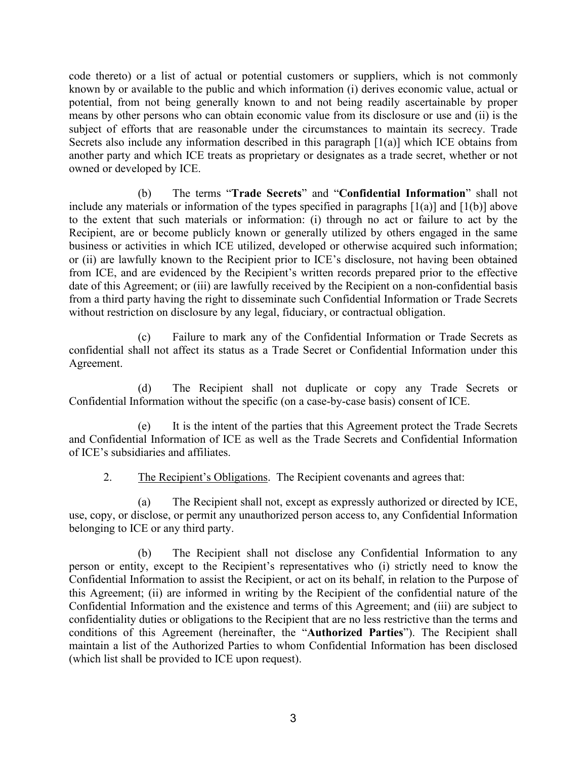code thereto) or a list of actual or potential customers or suppliers, which is not commonly known by or available to the public and which information (i) derives economic value, actual or potential, from not being generally known to and not being readily ascertainable by proper means by other persons who can obtain economic value from its disclosure or use and (ii) is the subject of efforts that are reasonable under the circumstances to maintain its secrecy. Trade Secrets also include any information described in this paragraph [1(a)] which ICE obtains from another party and which ICE treats as proprietary or designates as a trade secret, whether or not owned or developed by ICE.

(b) The terms "**Trade Secrets**" and "**Confidential Information**" shall not include any materials or information of the types specified in paragraphs [1(a)] and [1(b)] above to the extent that such materials or information: (i) through no act or failure to act by the Recipient, are or become publicly known or generally utilized by others engaged in the same business or activities in which ICE utilized, developed or otherwise acquired such information; or (ii) are lawfully known to the Recipient prior to ICE's disclosure, not having been obtained from ICE, and are evidenced by the Recipient's written records prepared prior to the effective date of this Agreement; or (iii) are lawfully received by the Recipient on a non-confidential basis from a third party having the right to disseminate such Confidential Information or Trade Secrets without restriction on disclosure by any legal, fiduciary, or contractual obligation.

(c) Failure to mark any of the Confidential Information or Trade Secrets as confidential shall not affect its status as a Trade Secret or Confidential Information under this Agreement.

(d) The Recipient shall not duplicate or copy any Trade Secrets or Confidential Information without the specific (on a case-by-case basis) consent of ICE.

(e) It is the intent of the parties that this Agreement protect the Trade Secrets and Confidential Information of ICE as well as the Trade Secrets and Confidential Information of ICE's subsidiaries and affiliates.

2. <u>The Recipient's Obligations</u>. The Recipient covenants and agrees that:

(a) The Recipient shall not, except as expressly authorized or directed by ICE, use, copy, or disclose, or permit any unauthorized person access to, any Confidential Information belonging to ICE or any third party.

(b) The Recipient shall not disclose any Confidential Information to any person or entity, except to the Recipient's representatives who (i) strictly need to know the Confidential Information to assist the Recipient, or act on its behalf, in relation to the Purpose of this Agreement; (ii) are informed in writing by the Recipient of the confidential nature of the Confidential Information and the existence and terms of this Agreement; and (iii) are subject to confidentiality duties or obligations to the Recipient that are no less restrictive than the terms and conditions of this Agreement (hereinafter, the "**Authorized Parties**"). The Recipient shall maintain a list of the Authorized Parties to whom Confidential Information has been disclosed (which list shall be provided to ICE upon request).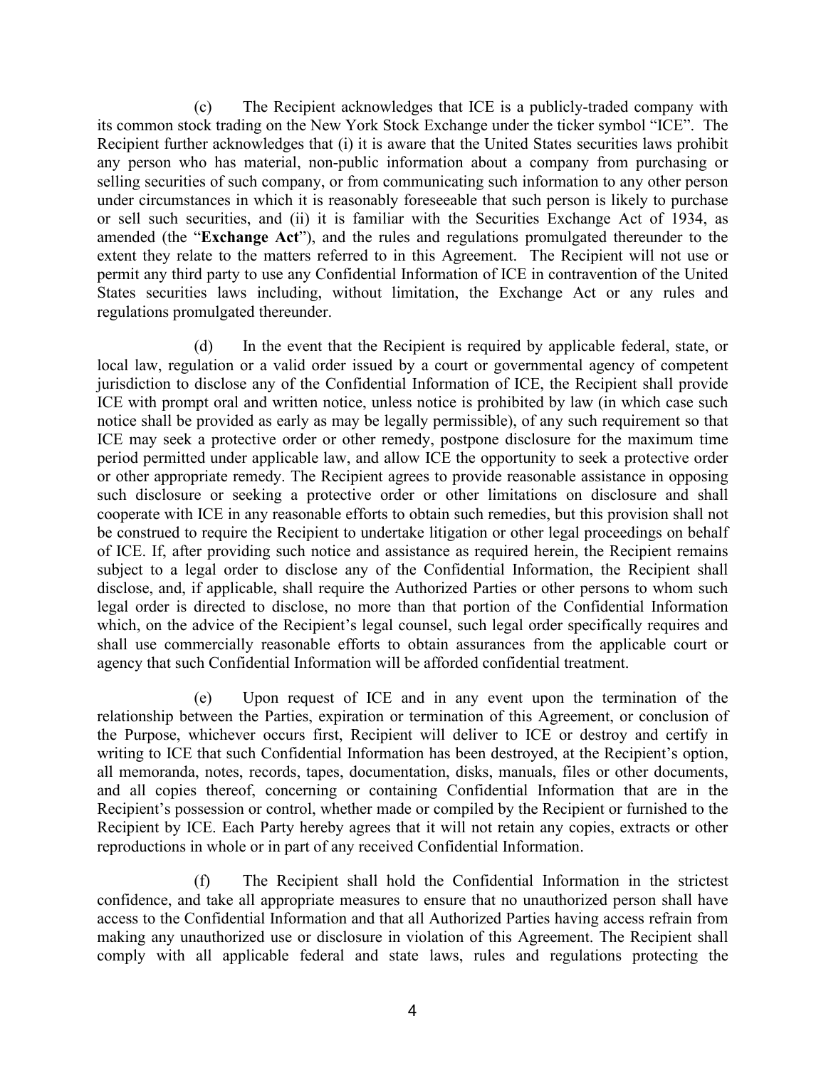(c) The Recipient acknowledges that ICE is a publicly-traded company with its common stock trading on the New York Stock Exchange under the ticker symbol "ICE". The Recipient further acknowledges that (i) it is aware that the United States securities laws prohibit any person who has material, non-public information about a company from purchasing or selling securities of such company, or from communicating such information to any other person under circumstances in which it is reasonably foreseeable that such person is likely to purchase or sell such securities, and (ii) it is familiar with the Securities Exchange Act of 1934, as amended (the "**Exchange Act**"), and the rules and regulations promulgated thereunder to the extent they relate to the matters referred to in this Agreement. The Recipient will not use or permit any third party to use any Confidential Information of ICE in contravention of the United States securities laws including, without limitation, the Exchange Act or any rules and regulations promulgated thereunder.

(d) In the event that the Recipient is required by applicable federal, state, or local law, regulation or a valid order issued by a court or governmental agency of competent jurisdiction to disclose any of the Confidential Information of ICE, the Recipient shall provide ICE with prompt oral and written notice, unless notice is prohibited by law (in which case such notice shall be provided as early as may be legally permissible), of any such requirement so that ICE may seek a protective order or other remedy, postpone disclosure for the maximum time period permitted under applicable law, and allow ICE the opportunity to seek a protective order or other appropriate remedy. The Recipient agrees to provide reasonable assistance in opposing such disclosure or seeking a protective order or other limitations on disclosure and shall cooperate with ICE in any reasonable efforts to obtain such remedies, but this provision shall not be construed to require the Recipient to undertake litigation or other legal proceedings on behalf of ICE. If, after providing such notice and assistance as required herein, the Recipient remains subject to a legal order to disclose any of the Confidential Information, the Recipient shall disclose, and, if applicable, shall require the Authorized Parties or other persons to whom such legal order is directed to disclose, no more than that portion of the Confidential Information which, on the advice of the Recipient's legal counsel, such legal order specifically requires and shall use commercially reasonable efforts to obtain assurances from the applicable court or agency that such Confidential Information will be afforded confidential treatment.

(e) Upon request of ICE and in any event upon the termination of the relationship between the Parties, expiration or termination of this Agreement, or conclusion of the Purpose, whichever occurs first, Recipient will deliver to ICE or destroy and certify in writing to ICE that such Confidential Information has been destroyed, at the Recipient's option, all memoranda, notes, records, tapes, documentation, disks, manuals, files or other documents, and all copies thereof, concerning or containing Confidential Information that are in the Recipient's possession or control, whether made or compiled by the Recipient or furnished to the Recipient by ICE. Each Party hereby agrees that it will not retain any copies, extracts or other reproductions in whole or in part of any received Confidential Information.

(f) The Recipient shall hold the Confidential Information in the strictest confidence, and take all appropriate measures to ensure that no unauthorized person shall have access to the Confidential Information and that all Authorized Parties having access refrain from making any unauthorized use or disclosure in violation of this Agreement. The Recipient shall comply with all applicable federal and state laws, rules and regulations protecting the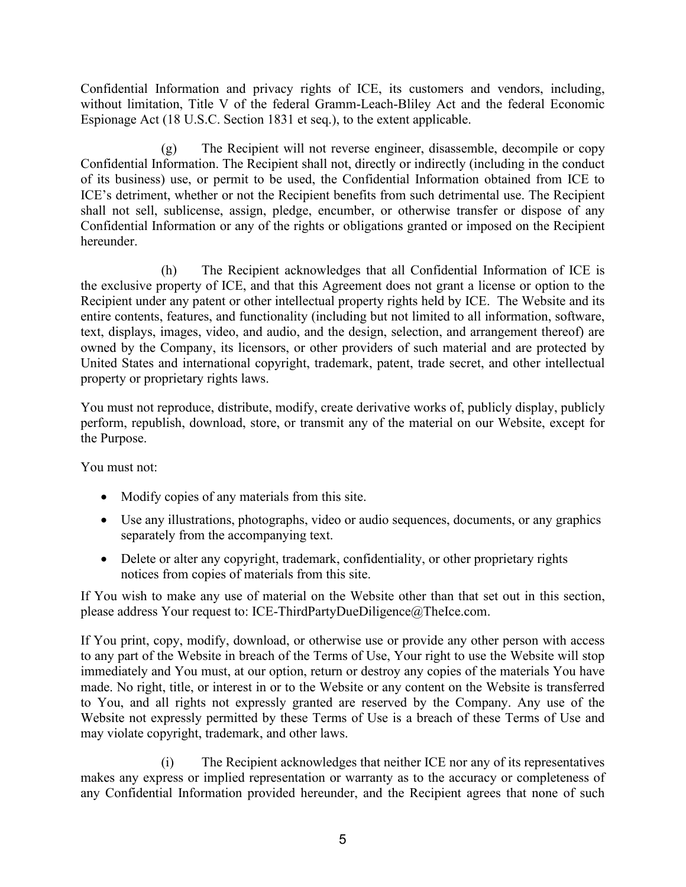Confidential Information and privacy rights of ICE, its customers and vendors, including, without limitation, Title V of the federal Gramm-Leach-Bliley Act and the federal Economic Espionage Act (18 U.S.C. Section 1831 et seq.), to the extent applicable.

(g) The Recipient will not reverse engineer, disassemble, decompile or copy Confidential Information. The Recipient shall not, directly or indirectly (including in the conduct of its business) use, or permit to be used, the Confidential Information obtained from ICE to ICE's detriment, whether or not the Recipient benefits from such detrimental use. The Recipient shall not sell, sublicense, assign, pledge, encumber, or otherwise transfer or dispose of any Confidential Information or any of the rights or obligations granted or imposed on the Recipient hereunder.

(h) The Recipient acknowledges that all Confidential Information of ICE is the exclusive property of ICE, and that this Agreement does not grant a license or option to the Recipient under any patent or other intellectual property rights held by ICE. The Website and its entire contents, features, and functionality (including but not limited to all information, software, text, displays, images, video, and audio, and the design, selection, and arrangement thereof) are owned by the Company, its licensors, or other providers of such material and are protected by United States and international copyright, trademark, patent, trade secret, and other intellectual property or proprietary rights laws.

You must not reproduce, distribute, modify, create derivative works of, publicly display, publicly perform, republish, download, store, or transmit any of the material on our Website, except for the Purpose.

You must not:

- Modify copies of any materials from this site.
- Use any illustrations, photographs, video or audio sequences, documents, or any graphics separately from the accompanying text.
- Delete or alter any copyright, trademark, confidentiality, or other proprietary rights notices from copies of materials from this site.

If You wish to make any use of material on the Website other than that set out in this section, please address Your request to: ICE-ThirdPartyDueDiligence@TheIce.com.

If You print, copy, modify, download, or otherwise use or provide any other person with access to any part of the Website in breach of the Terms of Use, Your right to use the Website will stop immediately and You must, at our option, return or destroy any copies of the materials You have made. No right, title, or interest in or to the Website or any content on the Website is transferred to You, and all rights not expressly granted are reserved by the Company. Any use of the Website not expressly permitted by these Terms of Use is a breach of these Terms of Use and may violate copyright, trademark, and other laws.

(i) The Recipient acknowledges that neither ICE nor any of its representatives makes any express or implied representation or warranty as to the accuracy or completeness of any Confidential Information provided hereunder, and the Recipient agrees that none of such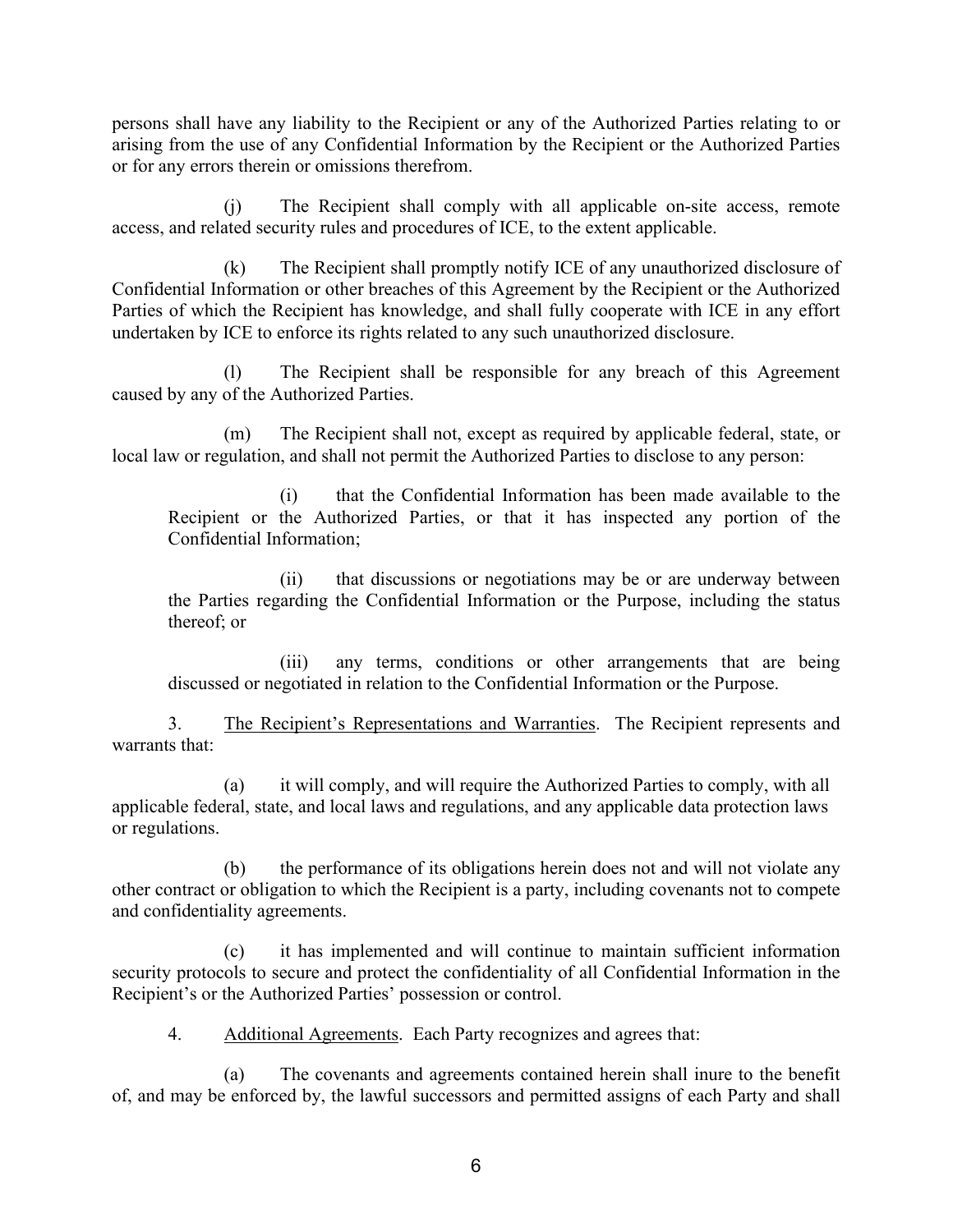persons shall have any liability to the Recipient or any of the Authorized Parties relating to or arising from the use of any Confidential Information by the Recipient or the Authorized Parties or for any errors therein or omissions therefrom.

(j) The Recipient shall comply with all applicable on-site access, remote access, and related security rules and procedures of ICE, to the extent applicable.

(k) The Recipient shall promptly notify ICE of any unauthorized disclosure of Confidential Information or other breaches of this Agreement by the Recipient or the Authorized Parties of which the Recipient has knowledge, and shall fully cooperate with ICE in any effort undertaken by ICE to enforce its rights related to any such unauthorized disclosure.

(l) The Recipient shall be responsible for any breach of this Agreement caused by any of the Authorized Parties.

(m) The Recipient shall not, except as required by applicable federal, state, or local law or regulation, and shall not permit the Authorized Parties to disclose to any person:

> (i) that the Confidential Information has been made available to the Recipient or the Authorized Parties, or that it has inspected any portion of the Confidential Information;
>
> (ii) that discussions or negotiations may be or are underway between the Parties regarding the Confidential Information or the Purpose, including the status thereof; or
>
> (iii) any terms, conditions or other arrangements that are being discussed or negotiated in relation to the Confidential Information or the Purpose.

3. <u>The Recipient's Representations and Warranties</u>. The Recipient represents and warrants that:

(a) it will comply, and will require the Authorized Parties to comply, with all applicable federal, state, and local laws and regulations, and any applicable data protection laws or regulations.

(b) the performance of its obligations herein does not and will not violate any other contract or obligation to which the Recipient is a party, including covenants not to compete and confidentiality agreements.

(c) it has implemented and will continue to maintain sufficient information security protocols to secure and protect the confidentiality of all Confidential Information in the Recipient's or the Authorized Parties' possession or control.

4. <u>Additional Agreements</u>. Each Party recognizes and agrees that:

(a) The covenants and agreements contained herein shall inure to the benefit of, and may be enforced by, the lawful successors and permitted assigns of each Party and shall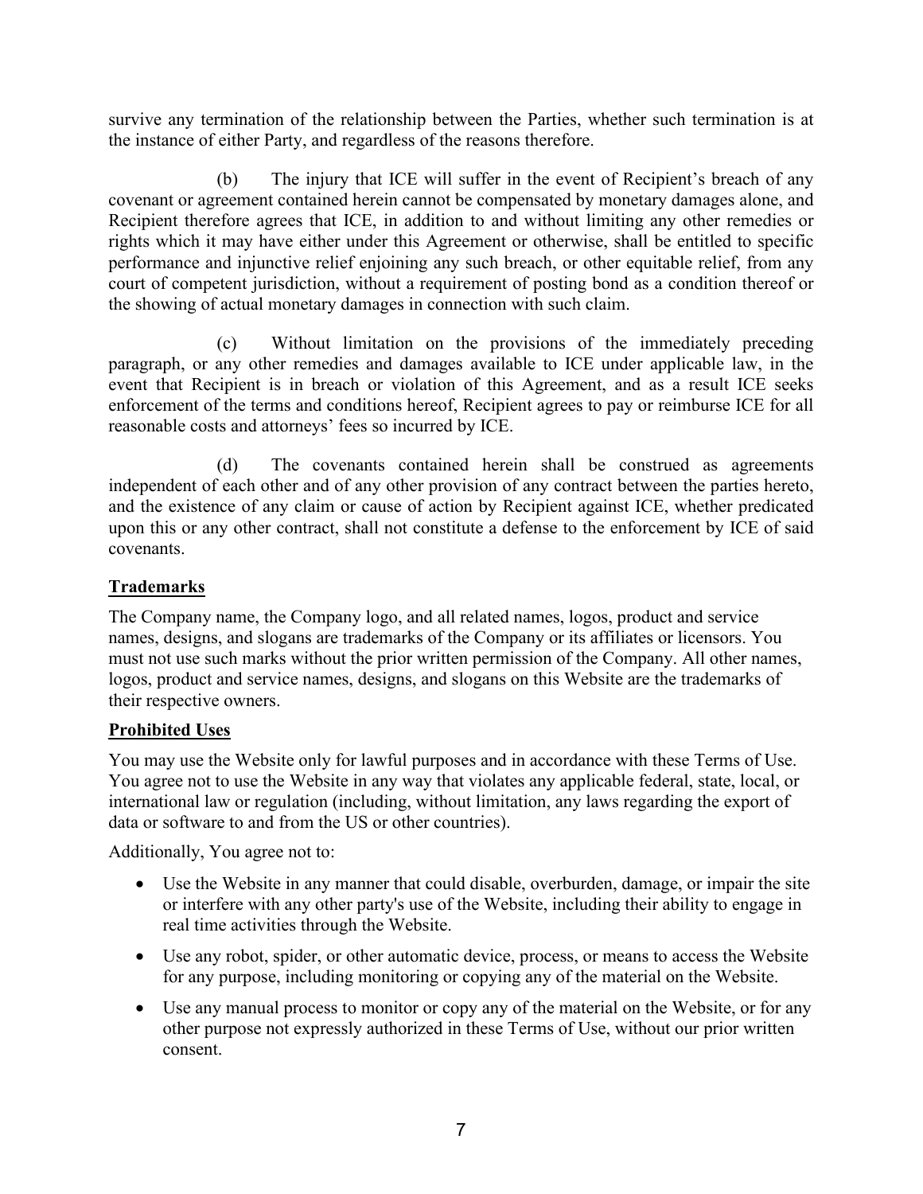survive any termination of the relationship between the Parties, whether such termination is at the instance of either Party, and regardless of the reasons therefore.

(b) The injury that ICE will suffer in the event of Recipient's breach of any covenant or agreement contained herein cannot be compensated by monetary damages alone, and Recipient therefore agrees that ICE, in addition to and without limiting any other remedies or rights which it may have either under this Agreement or otherwise, shall be entitled to specific performance and injunctive relief enjoining any such breach, or other equitable relief, from any court of competent jurisdiction, without a requirement of posting bond as a condition thereof or the showing of actual monetary damages in connection with such claim.

(c) Without limitation on the provisions of the immediately preceding paragraph, or any other remedies and damages available to ICE under applicable law, in the event that Recipient is in breach or violation of this Agreement, and as a result ICE seeks enforcement of the terms and conditions hereof, Recipient agrees to pay or reimburse ICE for all reasonable costs and attorneys' fees so incurred by ICE.

(d) The covenants contained herein shall be construed as agreements independent of each other and of any other provision of any contract between the parties hereto, and the existence of any claim or cause of action by Recipient against ICE, whether predicated upon this or any other contract, shall not constitute a defense to the enforcement by ICE of said covenants.

**Trademarks**

The Company name, the Company logo, and all related names, logos, product and service names, designs, and slogans are trademarks of the Company or its affiliates or licensors. You must not use such marks without the prior written permission of the Company. All other names, logos, product and service names, designs, and slogans on this Website are the trademarks of their respective owners.

**Prohibited Uses**

You may use the Website only for lawful purposes and in accordance with these Terms of Use. You agree not to use the Website in any way that violates any applicable federal, state, local, or international law or regulation (including, without limitation, any laws regarding the export of data or software to and from the US or other countries).

Additionally, You agree not to:

- Use the Website in any manner that could disable, overburden, damage, or impair the site or interfere with any other party's use of the Website, including their ability to engage in real time activities through the Website.
- Use any robot, spider, or other automatic device, process, or means to access the Website for any purpose, including monitoring or copying any of the material on the Website.
- Use any manual process to monitor or copy any of the material on the Website, or for any other purpose not expressly authorized in these Terms of Use, without our prior written consent.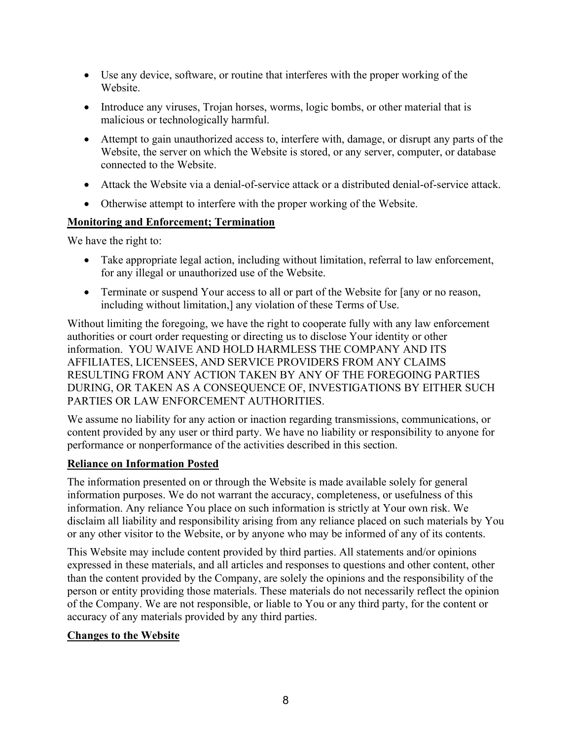- Use any device, software, or routine that interferes with the proper working of the Website.
- Introduce any viruses, Trojan horses, worms, logic bombs, or other material that is malicious or technologically harmful.
- Attempt to gain unauthorized access to, interfere with, damage, or disrupt any parts of the Website, the server on which the Website is stored, or any server, computer, or database connected to the Website.
- Attack the Website via a denial-of-service attack or a distributed denial-of-service attack.
- Otherwise attempt to interfere with the proper working of the Website.

**Monitoring and Enforcement; Termination**

We have the right to:

- Take appropriate legal action, including without limitation, referral to law enforcement, for any illegal or unauthorized use of the Website.
- Terminate or suspend Your access to all or part of the Website for [any or no reason, including without limitation,] any violation of these Terms of Use.

Without limiting the foregoing, we have the right to cooperate fully with any law enforcement authorities or court order requesting or directing us to disclose Your identity or other information. YOU WAIVE AND HOLD HARMLESS THE COMPANY AND ITS AFFILIATES, LICENSEES, AND SERVICE PROVIDERS FROM ANY CLAIMS RESULTING FROM ANY ACTION TAKEN BY ANY OF THE FOREGOING PARTIES DURING, OR TAKEN AS A CONSEQUENCE OF, INVESTIGATIONS BY EITHER SUCH PARTIES OR LAW ENFORCEMENT AUTHORITIES.

We assume no liability for any action or inaction regarding transmissions, communications, or content provided by any user or third party. We have no liability or responsibility to anyone for performance or nonperformance of the activities described in this section.

**Reliance on Information Posted**

The information presented on or through the Website is made available solely for general information purposes. We do not warrant the accuracy, completeness, or usefulness of this information. Any reliance You place on such information is strictly at Your own risk. We disclaim all liability and responsibility arising from any reliance placed on such materials by You or any other visitor to the Website, or by anyone who may be informed of any of its contents.

This Website may include content provided by third parties. All statements and/or opinions expressed in these materials, and all articles and responses to questions and other content, other than the content provided by the Company, are solely the opinions and the responsibility of the person or entity providing those materials. These materials do not necessarily reflect the opinion of the Company. We are not responsible, or liable to You or any third party, for the content or accuracy of any materials provided by any third parties.

**Changes to the Website**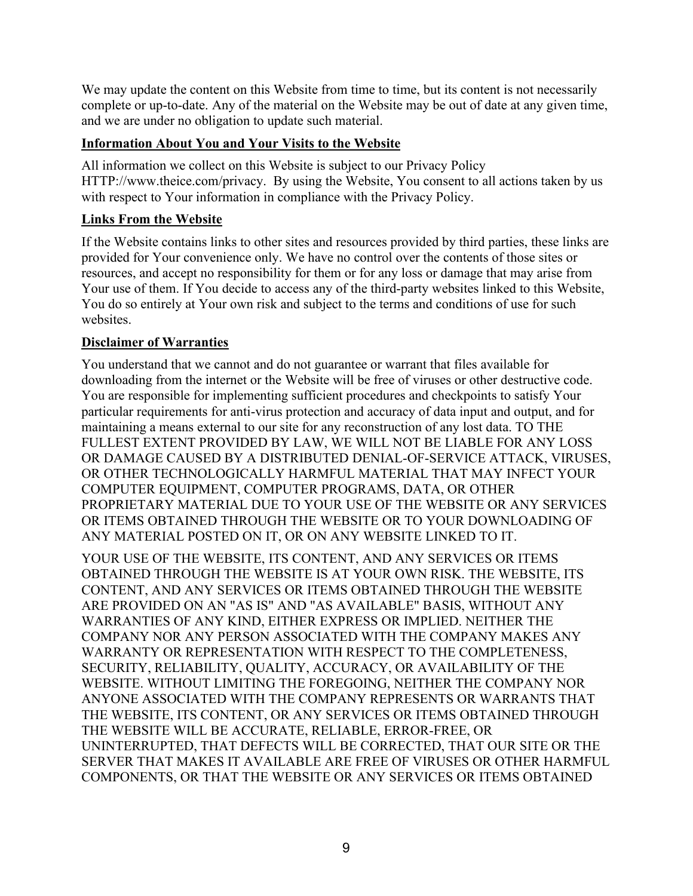We may update the content on this Website from time to time, but its content is not necessarily complete or up-to-date. Any of the material on the Website may be out of date at any given time, and we are under no obligation to update such material.

**Information About You and Your Visits to the Website**

All information we collect on this Website is subject to our Privacy Policy HTTP://www.theice.com/privacy. By using the Website, You consent to all actions taken by us with respect to Your information in compliance with the Privacy Policy.

**Links From the Website**

If the Website contains links to other sites and resources provided by third parties, these links are provided for Your convenience only. We have no control over the contents of those sites or resources, and accept no responsibility for them or for any loss or damage that may arise from Your use of them. If You decide to access any of the third-party websites linked to this Website, You do so entirely at Your own risk and subject to the terms and conditions of use for such websites.

**Disclaimer of Warranties**

You understand that we cannot and do not guarantee or warrant that files available for downloading from the internet or the Website will be free of viruses or other destructive code. You are responsible for implementing sufficient procedures and checkpoints to satisfy Your particular requirements for anti-virus protection and accuracy of data input and output, and for maintaining a means external to our site for any reconstruction of any lost data. TO THE FULLEST EXTENT PROVIDED BY LAW, WE WILL NOT BE LIABLE FOR ANY LOSS OR DAMAGE CAUSED BY A DISTRIBUTED DENIAL-OF-SERVICE ATTACK, VIRUSES, OR OTHER TECHNOLOGICALLY HARMFUL MATERIAL THAT MAY INFECT YOUR COMPUTER EQUIPMENT, COMPUTER PROGRAMS, DATA, OR OTHER PROPRIETARY MATERIAL DUE TO YOUR USE OF THE WEBSITE OR ANY SERVICES OR ITEMS OBTAINED THROUGH THE WEBSITE OR TO YOUR DOWNLOADING OF ANY MATERIAL POSTED ON IT, OR ON ANY WEBSITE LINKED TO IT.

YOUR USE OF THE WEBSITE, ITS CONTENT, AND ANY SERVICES OR ITEMS OBTAINED THROUGH THE WEBSITE IS AT YOUR OWN RISK. THE WEBSITE, ITS CONTENT, AND ANY SERVICES OR ITEMS OBTAINED THROUGH THE WEBSITE ARE PROVIDED ON AN "AS IS" AND "AS AVAILABLE" BASIS, WITHOUT ANY WARRANTIES OF ANY KIND, EITHER EXPRESS OR IMPLIED. NEITHER THE COMPANY NOR ANY PERSON ASSOCIATED WITH THE COMPANY MAKES ANY WARRANTY OR REPRESENTATION WITH RESPECT TO THE COMPLETENESS, SECURITY, RELIABILITY, QUALITY, ACCURACY, OR AVAILABILITY OF THE WEBSITE. WITHOUT LIMITING THE FOREGOING, NEITHER THE COMPANY NOR ANYONE ASSOCIATED WITH THE COMPANY REPRESENTS OR WARRANTS THAT THE WEBSITE, ITS CONTENT, OR ANY SERVICES OR ITEMS OBTAINED THROUGH THE WEBSITE WILL BE ACCURATE, RELIABLE, ERROR-FREE, OR UNINTERRUPTED, THAT DEFECTS WILL BE CORRECTED, THAT OUR SITE OR THE SERVER THAT MAKES IT AVAILABLE ARE FREE OF VIRUSES OR OTHER HARMFUL COMPONENTS, OR THAT THE WEBSITE OR ANY SERVICES OR ITEMS OBTAINED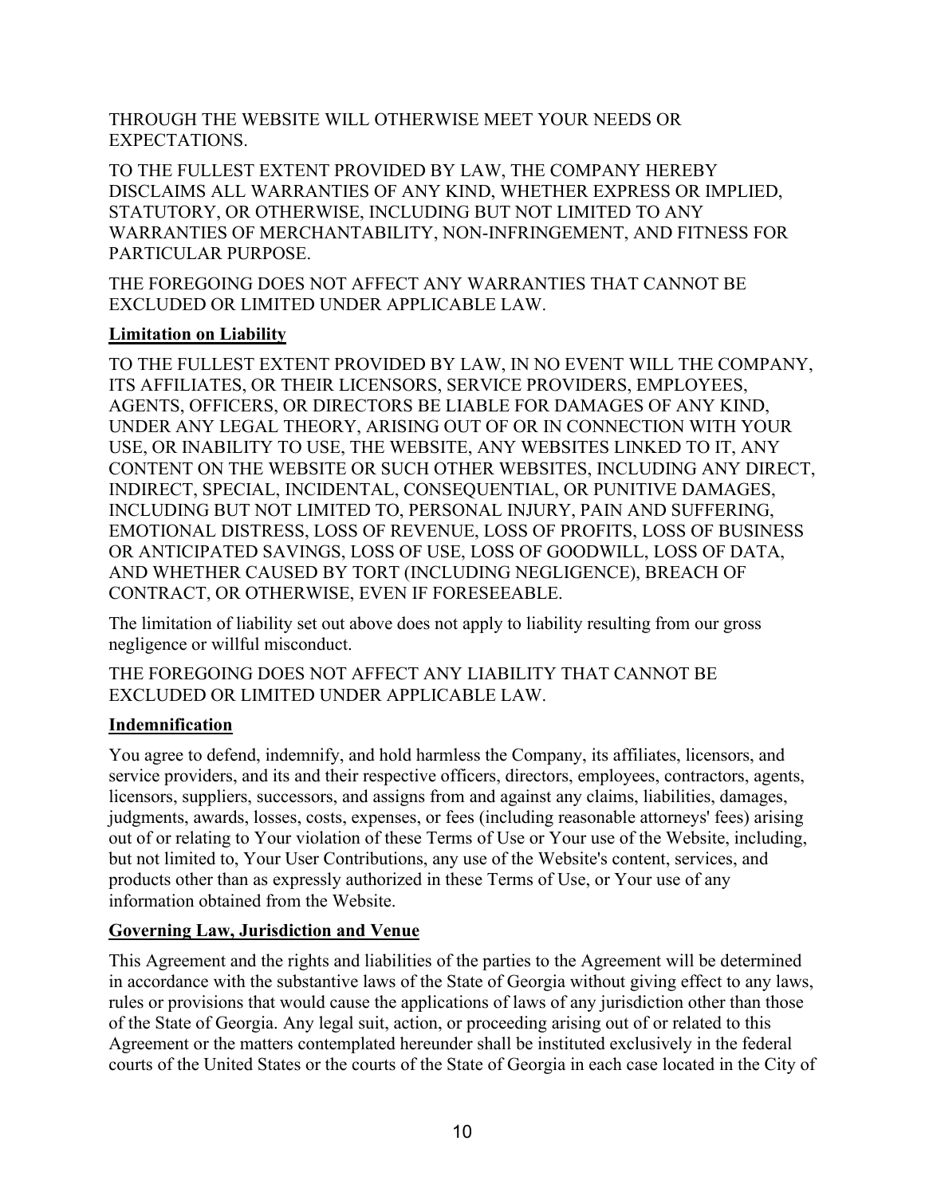THROUGH THE WEBSITE WILL OTHERWISE MEET YOUR NEEDS OR EXPECTATIONS.

TO THE FULLEST EXTENT PROVIDED BY LAW, THE COMPANY HEREBY DISCLAIMS ALL WARRANTIES OF ANY KIND, WHETHER EXPRESS OR IMPLIED, STATUTORY, OR OTHERWISE, INCLUDING BUT NOT LIMITED TO ANY WARRANTIES OF MERCHANTABILITY, NON-INFRINGEMENT, AND FITNESS FOR PARTICULAR PURPOSE.

THE FOREGOING DOES NOT AFFECT ANY WARRANTIES THAT CANNOT BE EXCLUDED OR LIMITED UNDER APPLICABLE LAW.

**Limitation on Liability**

TO THE FULLEST EXTENT PROVIDED BY LAW, IN NO EVENT WILL THE COMPANY, ITS AFFILIATES, OR THEIR LICENSORS, SERVICE PROVIDERS, EMPLOYEES, AGENTS, OFFICERS, OR DIRECTORS BE LIABLE FOR DAMAGES OF ANY KIND, UNDER ANY LEGAL THEORY, ARISING OUT OF OR IN CONNECTION WITH YOUR USE, OR INABILITY TO USE, THE WEBSITE, ANY WEBSITES LINKED TO IT, ANY CONTENT ON THE WEBSITE OR SUCH OTHER WEBSITES, INCLUDING ANY DIRECT, INDIRECT, SPECIAL, INCIDENTAL, CONSEQUENTIAL, OR PUNITIVE DAMAGES, INCLUDING BUT NOT LIMITED TO, PERSONAL INJURY, PAIN AND SUFFERING, EMOTIONAL DISTRESS, LOSS OF REVENUE, LOSS OF PROFITS, LOSS OF BUSINESS OR ANTICIPATED SAVINGS, LOSS OF USE, LOSS OF GOODWILL, LOSS OF DATA, AND WHETHER CAUSED BY TORT (INCLUDING NEGLIGENCE), BREACH OF CONTRACT, OR OTHERWISE, EVEN IF FORESEEABLE.

The limitation of liability set out above does not apply to liability resulting from our gross negligence or willful misconduct.

THE FOREGOING DOES NOT AFFECT ANY LIABILITY THAT CANNOT BE EXCLUDED OR LIMITED UNDER APPLICABLE LAW.

**Indemnification**

You agree to defend, indemnify, and hold harmless the Company, its affiliates, licensors, and service providers, and its and their respective officers, directors, employees, contractors, agents, licensors, suppliers, successors, and assigns from and against any claims, liabilities, damages, judgments, awards, losses, costs, expenses, or fees (including reasonable attorneys' fees) arising out of or relating to Your violation of these Terms of Use or Your use of the Website, including, but not limited to, Your User Contributions, any use of the Website's content, services, and products other than as expressly authorized in these Terms of Use, or Your use of any information obtained from the Website.

**Governing Law, Jurisdiction and Venue**

This Agreement and the rights and liabilities of the parties to the Agreement will be determined in accordance with the substantive laws of the State of Georgia without giving effect to any laws, rules or provisions that would cause the applications of laws of any jurisdiction other than those of the State of Georgia. Any legal suit, action, or proceeding arising out of or related to this Agreement or the matters contemplated hereunder shall be instituted exclusively in the federal courts of the United States or the courts of the State of Georgia in each case located in the City of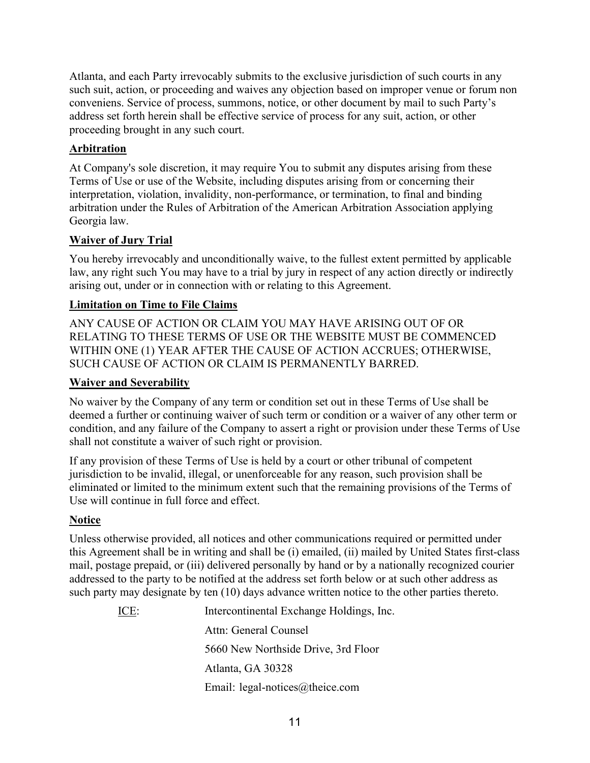Atlanta, and each Party irrevocably submits to the exclusive jurisdiction of such courts in any such suit, action, or proceeding and waives any objection based on improper venue or forum non conveniens. Service of process, summons, notice, or other document by mail to such Party's address set forth herein shall be effective service of process for any suit, action, or other proceeding brought in any such court.

**Arbitration**

At Company's sole discretion, it may require You to submit any disputes arising from these Terms of Use or use of the Website, including disputes arising from or concerning their interpretation, violation, invalidity, non-performance, or termination, to final and binding arbitration under the Rules of Arbitration of the American Arbitration Association applying Georgia law.

**Waiver of Jury Trial**

You hereby irrevocably and unconditionally waive, to the fullest extent permitted by applicable law, any right such You may have to a trial by jury in respect of any action directly or indirectly arising out, under or in connection with or relating to this Agreement.

**Limitation on Time to File Claims**

ANY CAUSE OF ACTION OR CLAIM YOU MAY HAVE ARISING OUT OF OR RELATING TO THESE TERMS OF USE OR THE WEBSITE MUST BE COMMENCED WITHIN ONE (1) YEAR AFTER THE CAUSE OF ACTION ACCRUES; OTHERWISE, SUCH CAUSE OF ACTION OR CLAIM IS PERMANENTLY BARRED.

**Waiver and Severability**

No waiver by the Company of any term or condition set out in these Terms of Use shall be deemed a further or continuing waiver of such term or condition or a waiver of any other term or condition, and any failure of the Company to assert a right or provision under these Terms of Use shall not constitute a waiver of such right or provision.

If any provision of these Terms of Use is held by a court or other tribunal of competent jurisdiction to be invalid, illegal, or unenforceable for any reason, such provision shall be eliminated or limited to the minimum extent such that the remaining provisions of the Terms of Use will continue in full force and effect.

**Notice**

Unless otherwise provided, all notices and other communications required or permitted under this Agreement shall be in writing and shall be (i) emailed, (ii) mailed by United States first-class mail, postage prepaid, or (iii) delivered personally by hand or by a nationally recognized courier addressed to the party to be notified at the address set forth below or at such other address as such party may designate by ten (10) days advance written notice to the other parties thereto.

ICE: Intercontinental Exchange Holdings, Inc.
Attn: General Counsel
5660 New Northside Drive, 3rd Floor
Atlanta, GA 30328
Email: legal-notices@theice.com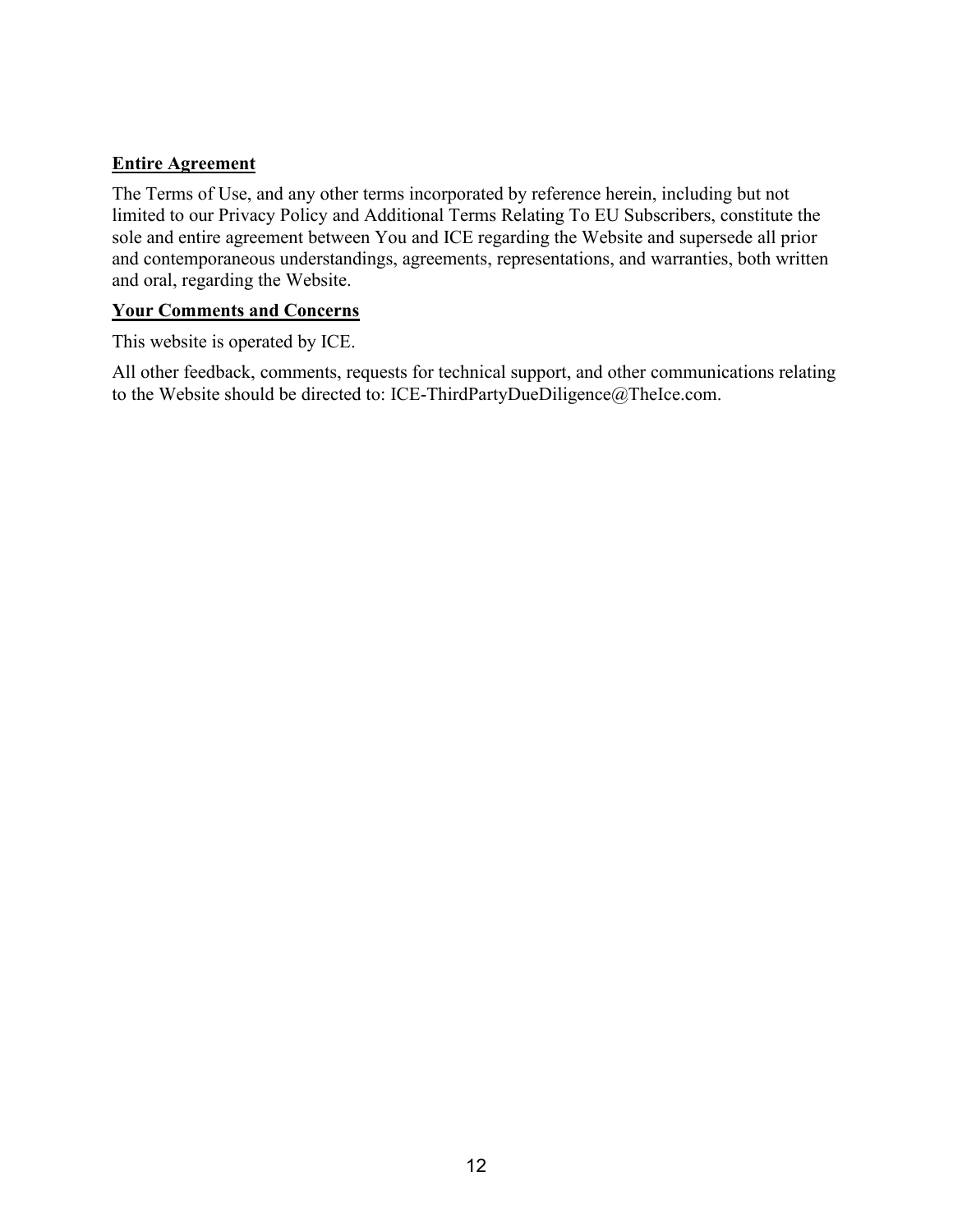**Entire Agreement**

The Terms of Use, and any other terms incorporated by reference herein, including but not limited to our Privacy Policy and Additional Terms Relating To EU Subscribers, constitute the sole and entire agreement between You and ICE regarding the Website and supersede all prior and contemporaneous understandings, agreements, representations, and warranties, both written and oral, regarding the Website.

**Your Comments and Concerns**

This website is operated by ICE.

All other feedback, comments, requests for technical support, and other communications relating to the Website should be directed to: ICE-ThirdPartyDueDiligence@TheIce.com.